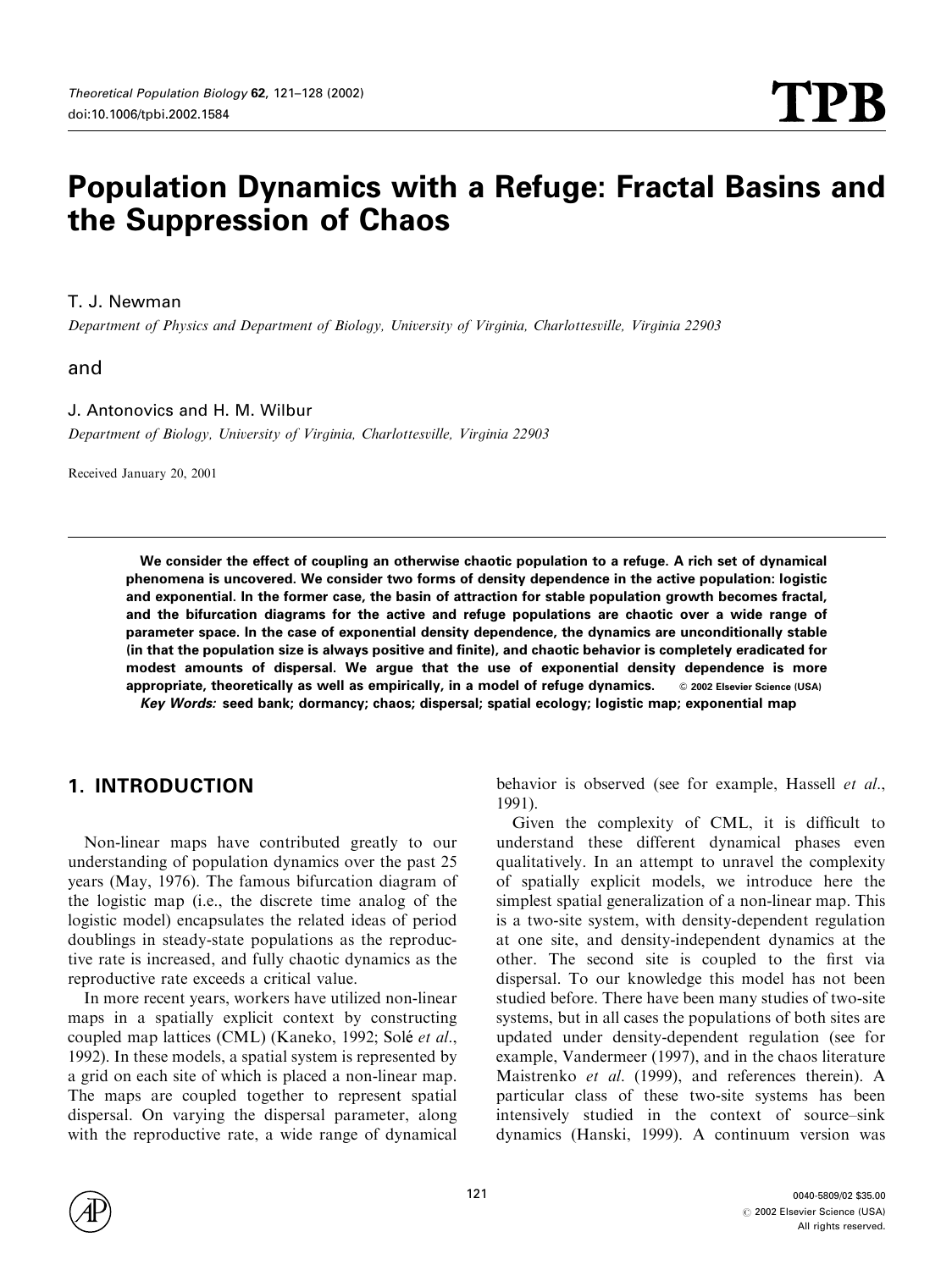# Population Dynamics with a Refuge: Fractal Basins and the Suppression of Chaos

T. J. Newman

*Department of Physics and Department of Biology, University of Virginia, Charlottesville, Virginia 22903*

and

J. Antonovics and H. M. Wilbur

*Department of Biology, University of Virginia, Charlottesville, Virginia 22903*

Received January 20, 2001

**We consider the effect of coupling an otherwise chaotic population to a refuge. A rich set of dynamical phenomena is uncovered. We consider two forms of density dependence in the active population: logistic and exponential. In the former case, the basin of attraction for stable population growth becomes fractal, and the bifurcation diagrams for the active and refuge populations are chaotic over a wide range of parameter space. In the case of exponential density dependence, the dynamics are unconditionally stable (in that the population size is always positive and finite), and chaotic behavior is completely eradicated for modest amounts of dispersal. We argue that the use of exponential density dependence is more appropriate, theoretically as well as empirically, in a model of refuge dynamics.** © 2002 Elsevier Science (USA)

***Key Words:* seed bank; dormancy; chaos; dispersal; spatial ecology; logistic map; exponential map**

## 1. INTRODUCTION

Non-linear maps have contributed greatly to our understanding of population dynamics over the past 25 years (May, 1976). The famous bifurcation diagram of the logistic map (i.e., the discrete time analog of the logistic model) encapsulates the related ideas of period doublings in steady-state populations as the reproductive rate is increased, and fully chaotic dynamics as the reproductive rate exceeds a critical value.

In more recent years, workers have utilized non-linear maps in a spatially explicit context by constructing coupled map lattices (CML) (Kaneko, 1992; Solé *et al.*, 1992). In these models, a spatial system is represented by a grid on each site of which is placed a non-linear map. The maps are coupled together to represent spatial dispersal. On varying the dispersal parameter, along with the reproductive rate, a wide range of dynamical behavior is observed (see for example, Hassell *et al.*, 1991).

Given the complexity of CML, it is difficult to understand these different dynamical phases even qualitatively. In an attempt to unravel the complexity of spatially explicit models, we introduce here the simplest spatial generalization of a non-linear map. This is a two-site system, with density-dependent regulation at one site, and density-independent dynamics at the other. The second site is coupled to the first via dispersal. To our knowledge this model has not been studied before. There have been many studies of two-site systems, but in all cases the populations of both sites are updated under density-dependent regulation (see for example, Vandermeer (1997), and in the chaos literature Maistrenko *et al.* (1999), and references therein). A particular class of these two-site systems has been intensively studied in the context of source–sink dynamics (Hanski, 1999). A continuum version was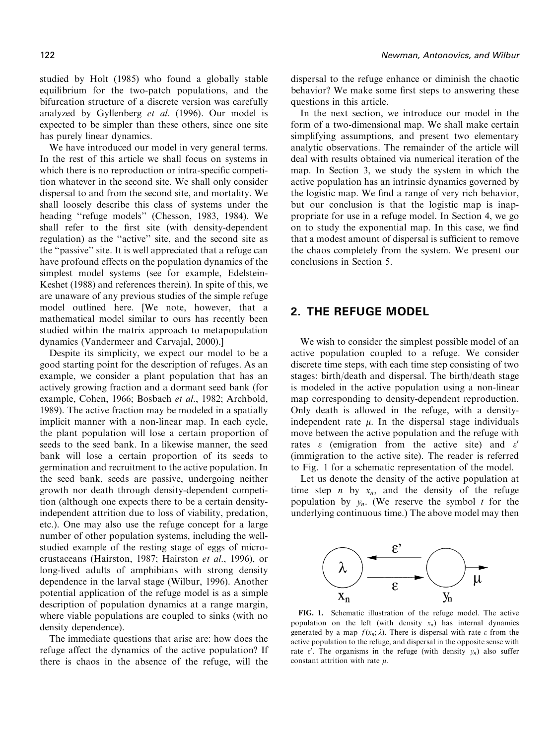studied by Holt (1985) who found a globally stable equilibrium for the two-patch populations, and the bifurcation structure of a discrete version was carefully analyzed by Gyllenberg *et al.* (1996). Our model is expected to be simpler than these others, since one site has purely linear dynamics.

We have introduced our model in very general terms. In the rest of this article we shall focus on systems in which there is no reproduction or intra-specific competition whatever in the second site. We shall only consider dispersal to and from the second site, and mortality. We shall loosely describe this class of systems under the heading "refuge models" (Chesson, 1983, 1984). We shall refer to the first site (with density-dependent regulation) as the "active" site, and the second site as the "passive" site. It is well appreciated that a refuge can have profound effects on the population dynamics of the simplest model systems (see for example, Edelstein-Keshet (1988) and references therein). In spite of this, we are unaware of any previous studies of the simple refuge model outlined here. [We note, however, that a mathematical model similar to ours has recently been studied within the matrix approach to metapopulation dynamics (Vandermeer and Carvajal, 2000).]

Despite its simplicity, we expect our model to be a good starting point for the description of refuges. As an example, we consider a plant population that has an actively growing fraction and a dormant seed bank (for example, Cohen, 1966; Bosbach *et al.*, 1982; Archbold, 1989). The active fraction may be modeled in a spatially implicit manner with a non-linear map. In each cycle, the plant population will lose a certain proportion of seeds to the seed bank. In a likewise manner, the seed bank will lose a certain proportion of its seeds to germination and recruitment to the active population. In the seed bank, seeds are passive, undergoing neither growth nor death through density-dependent competition (although one expects there to be a certain density-independent attrition due to loss of viability, predation, etc.). One may also use the refuge concept for a large number of other population systems, including the well-studied example of the resting stage of eggs of micro-crustaceans (Hairston, 1987; Hairston *et al.*, 1996), or long-lived adults of amphibians with strong density dependence in the larval stage (Wilbur, 1996). Another potential application of the refuge model is as a simple description of population dynamics at a range margin, where viable populations are coupled to sinks (with no density dependence).

The immediate questions that arise are: how does the refuge affect the dynamics of the active population? If there is chaos in the absence of the refuge, will the dispersal to the refuge enhance or diminish the chaotic behavior? We make some first steps to answering these questions in this article.

In the next section, we introduce our model in the form of a two-dimensional map. We shall make certain simplifying assumptions, and present two elementary analytic observations. The remainder of the article will deal with results obtained via numerical iteration of the map. In Section 3, we study the system in which the active population has an intrinsic dynamics governed by the logistic map. We find a range of very rich behavior, but our conclusion is that the logistic map is inappropriate for use in a refuge model. In Section 4, we go on to study the exponential map. In this case, we find that a modest amount of dispersal is sufficient to remove the chaos completely from the system. We present our conclusions in Section 5.

## 2. THE REFUGE MODEL

We wish to consider the simplest possible model of an active population coupled to a refuge. We consider discrete time steps, with each time step consisting of two stages: birth/death and dispersal. The birth/death stage is modeled in the active population using a non-linear map corresponding to density-dependent reproduction. Only death is allowed in the refuge, with a density-independent rate $\mu$. In the dispersal stage individuals move between the active population and the refuge with rates $\varepsilon$ (emigration from the active site) and $\varepsilon'$ (immigration to the active site). The reader is referred to Fig. 1 for a schematic representation of the model.

Let us denote the density of the active population at time step $n$ by $x_n$, and the density of the refuge population by $y_n$. (We reserve the symbol $t$ for the underlying continuous time.) The above model may then

FIG. 1. Schematic illustration of the refuge model. The active population on the left (with density $x_n$) has internal dynamics generated by a map $f(x_n; \lambda)$. There is dispersal with rate $\varepsilon$ from the active population to the refuge, and dispersal in the opposite sense with rate $\varepsilon'$. The organisms in the refuge (with density $y_n$) also suffer constant attrition with rate $\mu$.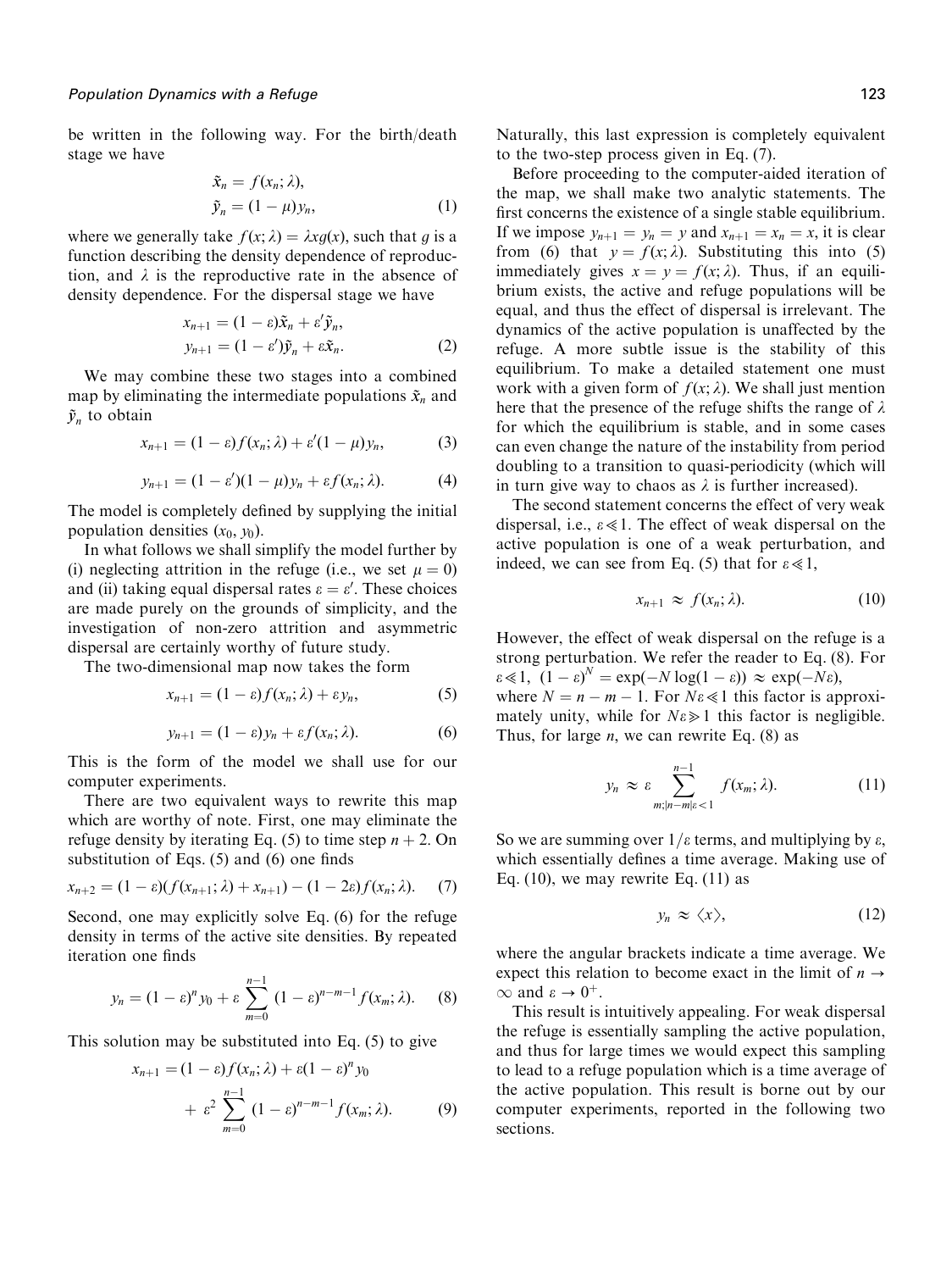be written in the following way. For the birth/death stage we have

$$\tilde{x}_n = f(x_n; \lambda),$$
$$\tilde{y}_n = (1-\mu) y_n, \tag{1}$$

where we generally take $f(x; \lambda) = \lambda x g(x)$, such that $g$ is a function describing the density dependence of reproduction, and $\lambda$ is the reproductive rate in the absence of density dependence. For the dispersal stage we have

$$x_{n+1} = (1-\varepsilon)\tilde{x}_n + \varepsilon' \tilde{y}_n,$$
$$y_{n+1} = (1-\varepsilon')\tilde{y}_n + \varepsilon \tilde{x}_n. \tag{2}$$

We may combine these two stages into a combined map by eliminating the intermediate populations $\tilde{x}_n$ and $\tilde{y}_n$ to obtain

$$x_{n+1} = (1-\varepsilon) f(x_n; \lambda) + \varepsilon'(1-\mu) y_n, \tag{3}$$

$$y_{n+1} = (1-\varepsilon')(1-\mu) y_n + \varepsilon f(x_n; \lambda). \tag{4}$$

The model is completely defined by supplying the initial population densities $(x_0, y_0)$.

In what follows we shall simplify the model further by (i) neglecting attrition in the refuge (i.e., we set $\mu = 0$) and (ii) taking equal dispersal rates $\varepsilon = \varepsilon'$. These choices are made purely on the grounds of simplicity, and the investigation of non-zero attrition and asymmetric dispersal are certainly worthy of future study.

The two-dimensional map now takes the form

$$x_{n+1} = (1-\varepsilon) f(x_n; \lambda) + \varepsilon y_n, \tag{5}$$

$$y_{n+1} = (1-\varepsilon) y_n + \varepsilon f(x_n; \lambda). \tag{6}$$

This is the form of the model we shall use for our computer experiments.

There are two equivalent ways to rewrite this map which are worthy of note. First, one may eliminate the refuge density by iterating Eq. (5) to time step $n+2$. On substitution of Eqs. (5) and (6) one finds

$$x_{n+2} = (1-\varepsilon)(f(x_{n+1}; \lambda) + x_{n+1}) - (1-2\varepsilon) f(x_n; \lambda). \tag{7}$$

Second, one may explicitly solve Eq. (6) for the refuge density in terms of the active site densities. By repeated iteration one finds

$$y_n = (1-\varepsilon)^n y_0 + \varepsilon \sum_{m=0}^{n-1} (1-\varepsilon)^{n-m-1} f(x_m; \lambda). \tag{8}$$

This solution may be substituted into Eq. (5) to give

$$x_{n+1} = (1-\varepsilon) f(x_n; \lambda) + \varepsilon (1-\varepsilon)^n y_0 + \varepsilon^2 \sum_{m=0}^{n-1} (1-\varepsilon)^{n-m-1} f(x_m; \lambda). \tag{9}$$

Naturally, this last expression is completely equivalent to the two-step process given in Eq. (7).

Before proceeding to the computer-aided iteration of the map, we shall make two analytic statements. The first concerns the existence of a single stable equilibrium. If we impose $y_{n+1} = y_n = y$ and $x_{n+1} = x_n = x$, it is clear from (6) that $y = f(x; \lambda)$. Substituting this into (5) immediately gives $x = y = f(x; \lambda)$. Thus, if an equilibrium exists, the active and refuge populations will be equal, and thus the effect of dispersal is irrelevant. The dynamics of the active population is unaffected by the refuge. A more subtle issue is the stability of this equilibrium. To make a detailed statement one must work with a given form of $f(x; \lambda)$. We shall just mention here that the presence of the refuge shifts the range of $\lambda$ for which the equilibrium is stable, and in some cases can even change the nature of the instability from period doubling to a transition to quasi-periodicity (which will in turn give way to chaos as $\lambda$ is further increased).

The second statement concerns the effect of very weak dispersal, i.e., $\varepsilon \ll 1$. The effect of weak dispersal on the active population is one of a weak perturbation, and indeed, we can see from Eq. (5) that for $\varepsilon \ll 1$,

$$x_{n+1} \approx f(x_n; \lambda). \tag{10}$$

However, the effect of weak dispersal on the refuge is a strong perturbation. We refer the reader to Eq. (8). For $\varepsilon \ll 1$, $(1-\varepsilon)^N = \exp(-N \log(1-\varepsilon)) \approx \exp(-N\varepsilon)$, where $N = n - m - 1$. For $N\varepsilon \ll 1$ this factor is approximately unity, while for $N\varepsilon \gg 1$ this factor is negligible. Thus, for large $n$, we can rewrite Eq. (8) as

$$y_n \approx \varepsilon \sum_{m; |n-m|\varepsilon < 1}^{n-1} f(x_m; \lambda). \tag{11}$$

So we are summing over $1/\varepsilon$ terms, and multiplying by $\varepsilon$, which essentially defines a time average. Making use of Eq. (10), we may rewrite Eq. (11) as

$$y_n \approx \langle x \rangle, \tag{12}$$

where the angular brackets indicate a time average. We expect this relation to become exact in the limit of $n \to \infty$ and $\varepsilon \to 0^+$.

This result is intuitively appealing. For weak dispersal the refuge is essentially sampling the active population, and thus for large times we would expect this sampling to lead to a refuge population which is a time average of the active population. This result is borne out by our computer experiments, reported in the following two sections.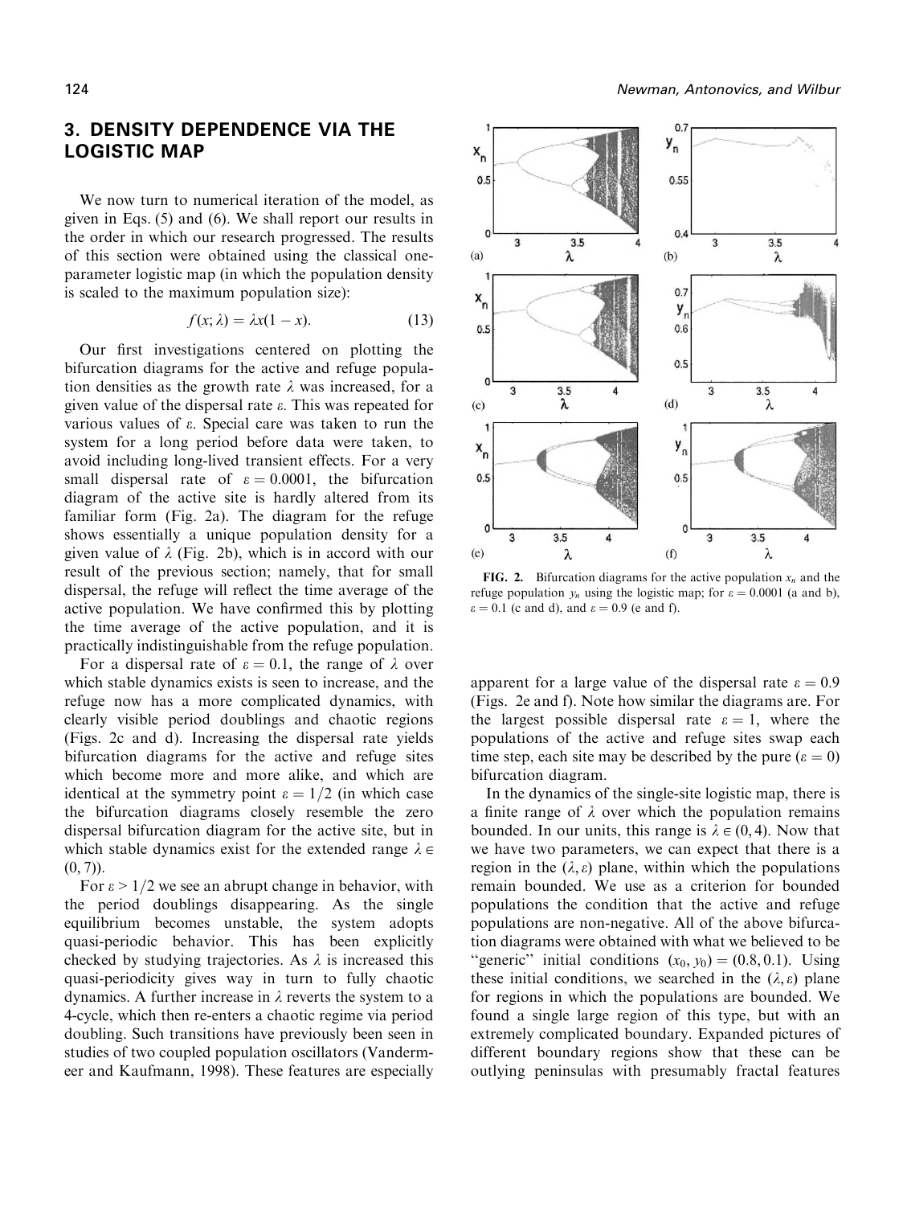## 3. DENSITY DEPENDENCE VIA THE LOGISTIC MAP

We now turn to numerical iteration of the model, as given in Eqs. (5) and (6). We shall report our results in the order in which our research progressed. The results of this section were obtained using the classical one-parameter logistic map (in which the population density is scaled to the maximum population size):

$$f(x;\lambda) = \lambda x(1-x). \tag{13}$$

Our first investigations centered on plotting the bifurcation diagrams for the active and refuge population densities as the growth rate $\lambda$ was increased, for a given value of the dispersal rate $\varepsilon$. This was repeated for various values of $\varepsilon$. Special care was taken to run the system for a long period before data were taken, to avoid including long-lived transient effects. For a very small dispersal rate of $\varepsilon = 0.0001$, the bifurcation diagram of the active site is hardly altered from its familiar form (Fig. 2a). The diagram for the refuge shows essentially a unique population density for a given value of $\lambda$ (Fig. 2b), which is in accord with our result of the previous section; namely, that for small dispersal, the refuge will reflect the time average of the active population. We have confirmed this by plotting the time average of the active population, and it is practically indistinguishable from the refuge population.

For a dispersal rate of $\varepsilon = 0.1$, the range of $\lambda$ over which stable dynamics exists is seen to increase, and the refuge now has a more complicated dynamics, with clearly visible period doublings and chaotic regions (Figs. 2c and d). Increasing the dispersal rate yields bifurcation diagrams for the active and refuge sites which become more and more alike, and which are identical at the symmetry point $\varepsilon = 1/2$ (in which case the bifurcation diagrams closely resemble the zero dispersal bifurcation diagram for the active site, but in which stable dynamics exist for the extended range $\lambda \in (0, 7)$).

For $\varepsilon > 1/2$ we see an abrupt change in behavior, with the period doublings disappearing. As the single equilibrium becomes unstable, the system adopts quasi-periodic behavior. This has been explicitly checked by studying trajectories. As $\lambda$ is increased this quasi-periodicity gives way in turn to fully chaotic dynamics. A further increase in $\lambda$ reverts the system to a 4-cycle, which then re-enters a chaotic regime via period doubling. Such transitions have previously been seen in studies of two coupled population oscillators (Vandermeer and Kaufmann, 1998). These features are especially apparent for a large value of the dispersal rate $\varepsilon = 0.9$ (Figs. 2e and f). Note how similar the diagrams are. For the largest possible dispersal rate $\varepsilon = 1$, where the populations of the active and refuge sites swap each time step, each site may be described by the pure ($\varepsilon = 0$) bifurcation diagram.

FIG. 2. Bifurcation diagrams for the active population $x_n$ and the refuge population $y_n$ using the logistic map; for $\varepsilon = 0.0001$ (a and b), $\varepsilon = 0.1$ (c and d), and $\varepsilon = 0.9$ (e and f).

In the dynamics of the single-site logistic map, there is a finite range of $\lambda$ over which the population remains bounded. In our units, this range is $\lambda \in (0, 4)$. Now that we have two parameters, we can expect that there is a region in the $(\lambda, \varepsilon)$ plane, within which the populations remain bounded. We use as a criterion for bounded populations the condition that the active and refuge populations are non-negative. All of the above bifurcation diagrams were obtained with what we believed to be "generic" initial conditions $(x_0, y_0) = (0.8, 0.1)$. Using these initial conditions, we searched in the $(\lambda, \varepsilon)$ plane for regions in which the populations are bounded. We found a single large region of this type, but with an extremely complicated boundary. Expanded pictures of different boundary regions show that these can be outlying peninsulas with presumably fractal features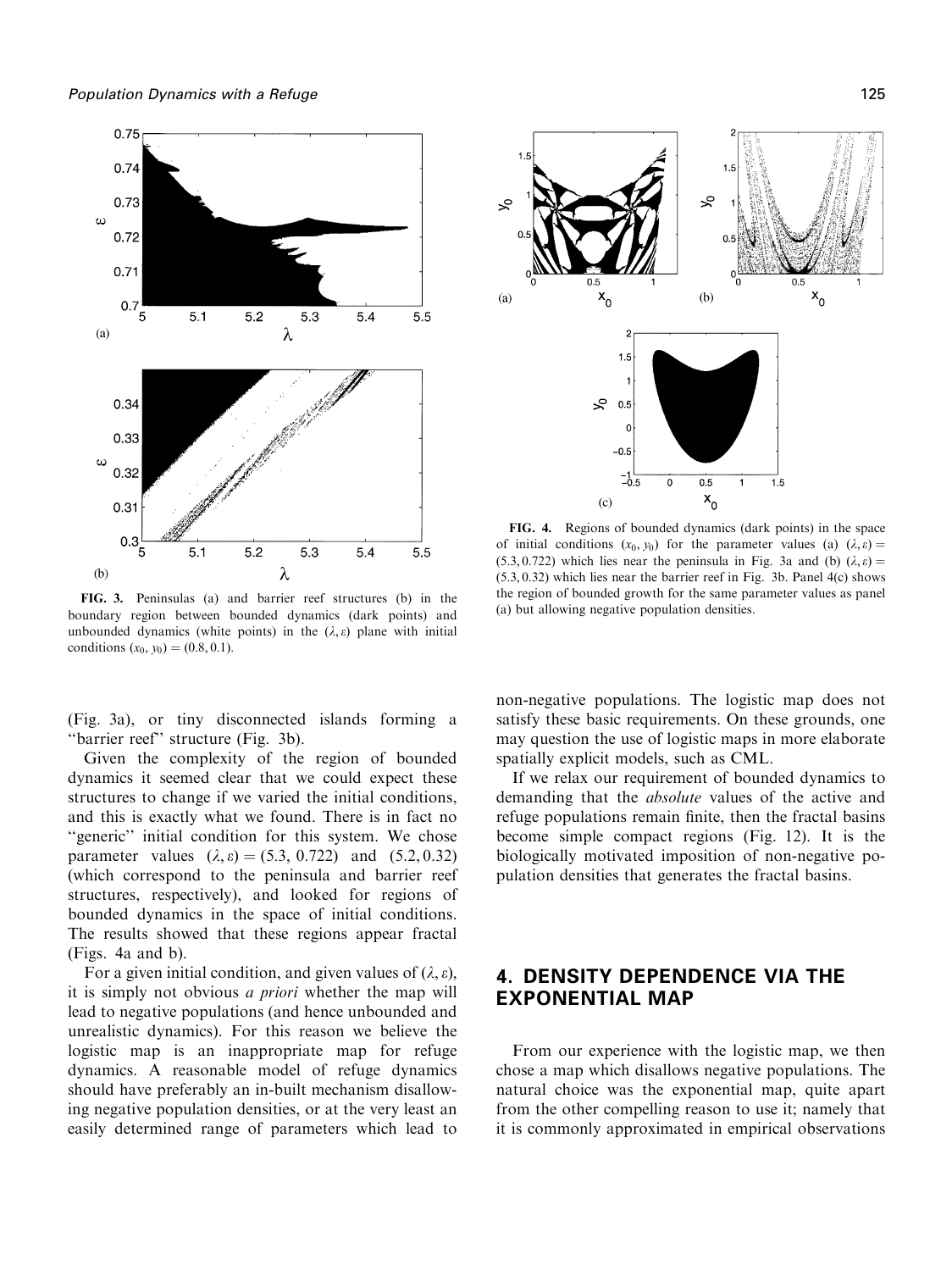FIG. 3. Peninsulas (a) and barrier reef structures (b) in the boundary region between bounded dynamics (dark points) and unbounded dynamics (white points) in the $(\lambda, \varepsilon)$ plane with initial conditions $(x_0, y_0) = (0.8, 0.1)$.

FIG. 4. Regions of bounded dynamics (dark points) in the space of initial conditions $(x_0, y_0)$ for the parameter values (a) $(\lambda, \varepsilon) = (5.3, 0.722)$ which lies near the peninsula in Fig. 3a and (b) $(\lambda, \varepsilon) = (5.3, 0.32)$ which lies near the barrier reef in Fig. 3b. Panel 4(c) shows the region of bounded growth for the same parameter values as panel (a) but allowing negative population densities.

(Fig. 3a), or tiny disconnected islands forming a "barrier reef" structure (Fig. 3b).

Given the complexity of the region of bounded dynamics it seemed clear that we could expect these structures to change if we varied the initial conditions, and this is exactly what we found. There is in fact no "generic" initial condition for this system. We chose parameter values $(\lambda, \varepsilon) = (5.3, 0.722)$ and $(5.2, 0.32)$ (which correspond to the peninsula and barrier reef structures, respectively), and looked for regions of bounded dynamics in the space of initial conditions. The results showed that these regions appear fractal (Figs. 4a and b).

For a given initial condition, and given values of $(\lambda, \varepsilon)$, it is simply not obvious *a priori* whether the map will lead to negative populations (and hence unbounded and unrealistic dynamics). For this reason we believe the logistic map is an inappropriate map for refuge dynamics. A reasonable model of refuge dynamics should have preferably an in-built mechanism disallowing negative population densities, or at the very least an easily determined range of parameters which lead to non-negative populations. The logistic map does not satisfy these basic requirements. On these grounds, one may question the use of logistic maps in more elaborate spatially explicit models, such as CML.

If we relax our requirement of bounded dynamics to demanding that the *absolute* values of the active and refuge populations remain finite, then the fractal basins become simple compact regions (Fig. 12). It is the biologically motivated imposition of non-negative population densities that generates the fractal basins.

## 4. DENSITY DEPENDENCE VIA THE EXPONENTIAL MAP

From our experience with the logistic map, we then chose a map which disallows negative populations. The natural choice was the exponential map, quite apart from the other compelling reason to use it; namely that it is commonly approximated in empirical observations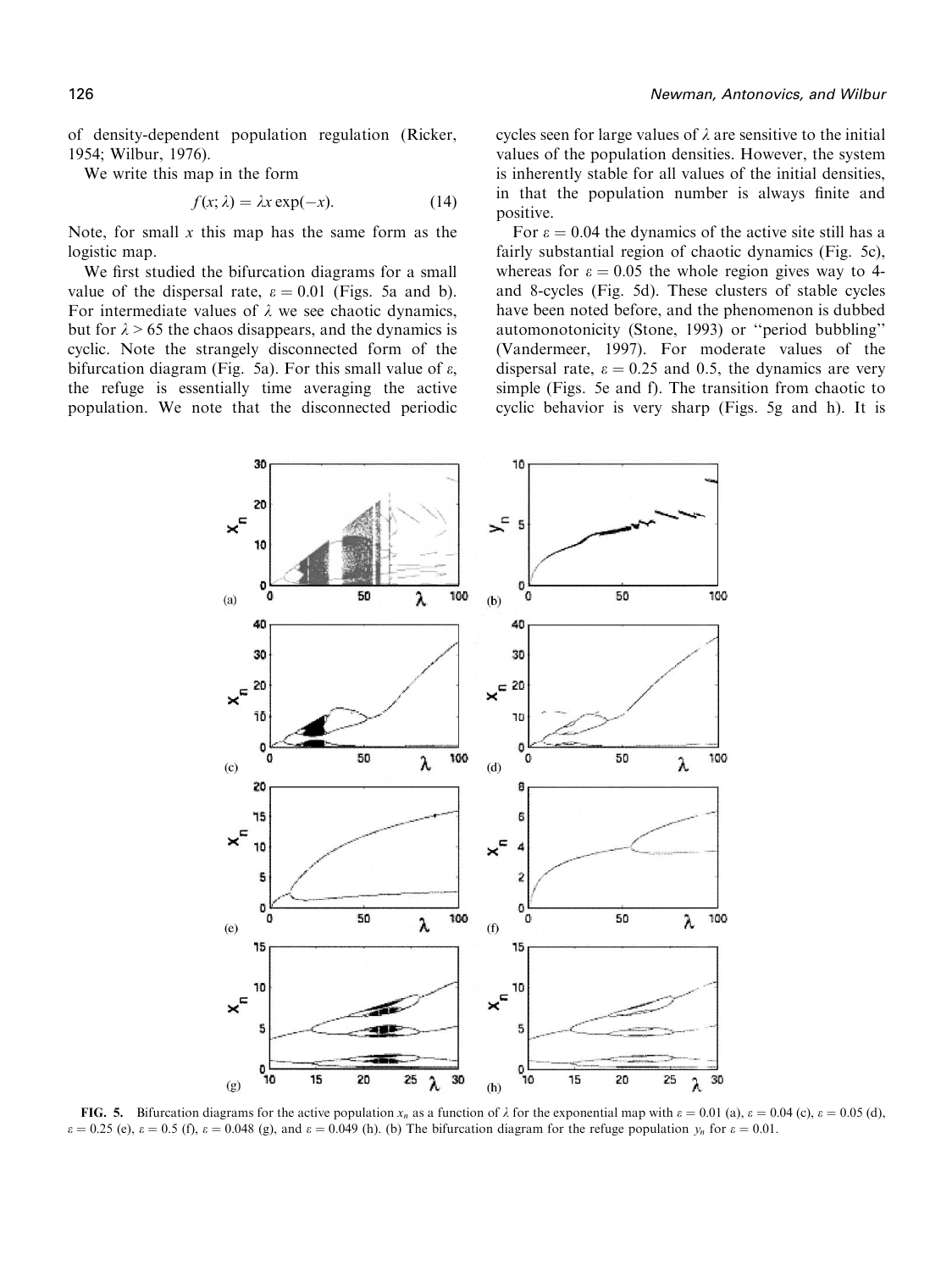of density-dependent population regulation (Ricker, 1954; Wilbur, 1976).

We write this map in the form

$$f(x; \lambda) = \lambda x \exp(-x). \tag{14}$$

Note, for small $x$ this map has the same form as the logistic map.

We first studied the bifurcation diagrams for a small value of the dispersal rate, $\varepsilon = 0.01$ (Figs. 5a and b). For intermediate values of $\lambda$ we see chaotic dynamics, but for $\lambda > 65$ the chaos disappears, and the dynamics is cyclic. Note the strangely disconnected form of the bifurcation diagram (Fig. 5a). For this small value of $\varepsilon$, the refuge is essentially time averaging the active population. We note that the disconnected periodic cycles seen for large values of $\lambda$ are sensitive to the initial values of the population densities. However, the system is inherently stable for all values of the initial densities, in that the population number is always finite and positive.

For $\varepsilon = 0.04$ the dynamics of the active site still has a fairly substantial region of chaotic dynamics (Fig. 5c), whereas for $\varepsilon = 0.05$ the whole region gives way to 4- and 8-cycles (Fig. 5d). These clusters of stable cycles have been noted before, and the phenomenon is dubbed automonotonicity (Stone, 1993) or "period bubbling" (Vandermeer, 1997). For moderate values of the dispersal rate, $\varepsilon = 0.25$ and 0.5, the dynamics are very simple (Figs. 5e and f). The transition from chaotic to cyclic behavior is very sharp (Figs. 5g and h). It is

**FIG. 5.** Bifurcation diagrams for the active population $x_n$ as a function of $\lambda$ for the exponential map with $\varepsilon = 0.01$ (a), $\varepsilon = 0.04$ (c), $\varepsilon = 0.05$ (d), $\varepsilon = 0.25$ (e), $\varepsilon = 0.5$ (f), $\varepsilon = 0.048$ (g), and $\varepsilon = 0.049$ (h). (b) The bifurcation diagram for the refuge population $y_n$ for $\varepsilon = 0.01$.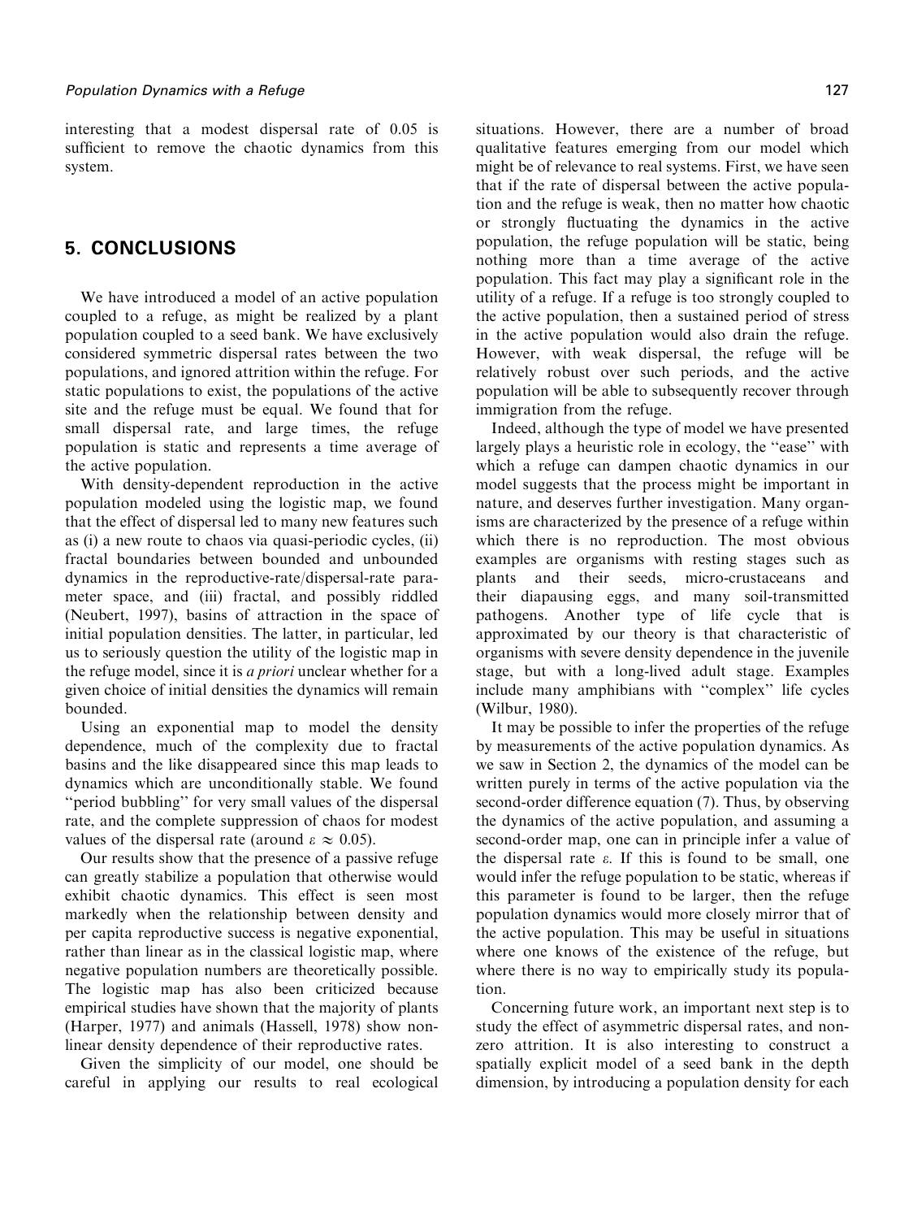interesting that a modest dispersal rate of 0.05 is sufficient to remove the chaotic dynamics from this system.

## 5. CONCLUSIONS

We have introduced a model of an active population coupled to a refuge, as might be realized by a plant population coupled to a seed bank. We have exclusively considered symmetric dispersal rates between the two populations, and ignored attrition within the refuge. For static populations to exist, the populations of the active site and the refuge must be equal. We found that for small dispersal rate, and large times, the refuge population is static and represents a time average of the active population.

With density-dependent reproduction in the active population modeled using the logistic map, we found that the effect of dispersal led to many new features such as (i) a new route to chaos via quasi-periodic cycles, (ii) fractal boundaries between bounded and unbounded dynamics in the reproductive-rate/dispersal-rate parameter space, and (iii) fractal, and possibly riddled (Neubert, 1997), basins of attraction in the space of initial population densities. The latter, in particular, led us to seriously question the utility of the logistic map in the refuge model, since it is *a priori* unclear whether for a given choice of initial densities the dynamics will remain bounded.

Using an exponential map to model the density dependence, much of the complexity due to fractal basins and the like disappeared since this map leads to dynamics which are unconditionally stable. We found "period bubbling" for very small values of the dispersal rate, and the complete suppression of chaos for modest values of the dispersal rate (around $\varepsilon \approx 0.05$).

Our results show that the presence of a passive refuge can greatly stabilize a population that otherwise would exhibit chaotic dynamics. This effect is seen most markedly when the relationship between density and per capita reproductive success is negative exponential, rather than linear as in the classical logistic map, where negative population numbers are theoretically possible. The logistic map has also been criticized because empirical studies have shown that the majority of plants (Harper, 1977) and animals (Hassell, 1978) show non-linear density dependence of their reproductive rates.

Given the simplicity of our model, one should be careful in applying our results to real ecological situations. However, there are a number of broad qualitative features emerging from our model which might be of relevance to real systems. First, we have seen that if the rate of dispersal between the active population and the refuge is weak, then no matter how chaotic or strongly fluctuating the dynamics in the active population, the refuge population will be static, being nothing more than a time average of the active population. This fact may play a significant role in the utility of a refuge. If a refuge is too strongly coupled to the active population, then a sustained period of stress in the active population would also drain the refuge. However, with weak dispersal, the refuge will be relatively robust over such periods, and the active population will be able to subsequently recover through immigration from the refuge.

Indeed, although the type of model we have presented largely plays a heuristic role in ecology, the "ease" with which a refuge can dampen chaotic dynamics in our model suggests that the process might be important in nature, and deserves further investigation. Many organisms are characterized by the presence of a refuge within which there is no reproduction. The most obvious examples are organisms with resting stages such as plants and their seeds, micro-crustaceans and their diapausing eggs, and many soil-transmitted pathogens. Another type of life cycle that is approximated by our theory is that characteristic of organisms with severe density dependence in the juvenile stage, but with a long-lived adult stage. Examples include many amphibians with "complex" life cycles (Wilbur, 1980).

It may be possible to infer the properties of the refuge by measurements of the active population dynamics. As we saw in Section 2, the dynamics of the model can be written purely in terms of the active population via the second-order difference equation (7). Thus, by observing the dynamics of the active population, and assuming a second-order map, one can in principle infer a value of the dispersal rate $\varepsilon$. If this is found to be small, one would infer the refuge population to be static, whereas if this parameter is found to be larger, then the refuge population dynamics would more closely mirror that of the active population. This may be useful in situations where one knows of the existence of the refuge, but where there is no way to empirically study its population.

Concerning future work, an important next step is to study the effect of asymmetric dispersal rates, and non-zero attrition. It is also interesting to construct a spatially explicit model of a seed bank in the depth dimension, by introducing a population density for each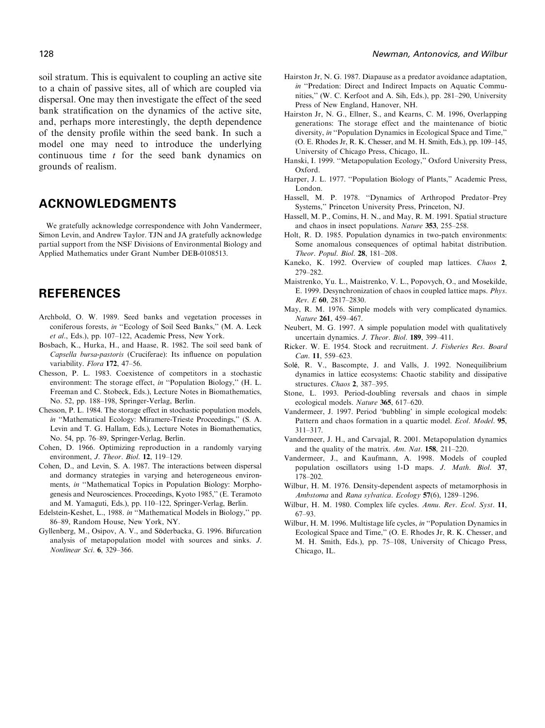soil stratum. This is equivalent to coupling an active site to a chain of passive sites, all of which are coupled via dispersal. One may then investigate the effect of the seed bank stratification on the dynamics of the active site, and, perhaps more interestingly, the depth dependence of the density profile within the seed bank. In such a model one may need to introduce the underlying continuous time $t$ for the seed bank dynamics on grounds of realism.

## ACKNOWLEDGMENTS

We gratefully acknowledge correspondence with John Vandermeer, Simon Levin, and Andrew Taylor. TJN and JA gratefully acknowledge partial support from the NSF Divisions of Environmental Biology and Applied Mathematics under Grant Number DEB-0108513.

## REFERENCES

Archbold, O. W. 1989. Seed banks and vegetation processes in coniferous forests, *in* ''Ecology of Soil Seed Banks,'' (M. A. Leck *et al*., Eds.), pp. 107–122, Academic Press, New York.

Bosbach, K., Hurka, H., and Haase, R. 1982. The soil seed bank of *Capsella bursa-pastoris* (Cruciferae): Its influence on population variability. *Flora* **172**, 47–56.

Chesson, P. L. 1983. Coexistence of competitors in a stochastic environment: The storage effect, *in* ''Population Biology,'' (H. L. Freeman and C. Stobeck, Eds.), Lecture Notes in Biomathematics, No. 52, pp. 188–198, Springer-Verlag, Berlin.

Chesson, P. L. 1984. The storage effect in stochastic population models, *in* ''Mathematical Ecology: Miramere-Trieste Proceedings,'' (S. A. Levin and T. G. Hallam, Eds.), Lecture Notes in Biomathematics, No. 54, pp. 76–89, Springer-Verlag, Berlin.

Cohen, D. 1966. Optimizing reproduction in a randomly varying environment, *J. Theor. Biol.* **12**, 119–129.

Cohen, D., and Levin, S. A. 1987. The interactions between dispersal and dormancy strategies in varying and heterogeneous environments, *in* ''Mathematical Topics in Population Biology: Morphogenesis and Neurosciences. Proceedings, Kyoto 1985,'' (E. Teramoto and M. Yamaguti, Eds.), pp. 110–122, Springer-Verlag, Berlin.

Edelstein-Keshet, L., 1988. *in* ''Mathematical Models in Biology,'' pp. 86–89, Random House, New York, NY.

Gyllenberg, M., Osipov, A. V., and Söderbacka, G. 1996. Bifurcation analysis of metapopulation model with sources and sinks. *J. Nonlinear Sci.* **6**, 329–366.

Hairston Jr, N. G. 1987. Diapause as a predator avoidance adaptation, *in* ''Predation: Direct and Indirect Impacts on Aquatic Communities,'' (W. C. Kerfoot and A. Sih, Eds.), pp. 281–290, University Press of New England, Hanover, NH.

Hairston Jr, N. G., Ellner, S., and Kearns, C. M. 1996, Overlapping generations: The storage effect and the maintenance of biotic diversity, *in* ''Population Dynamics in Ecological Space and Time,'' (O. E. Rhodes Jr, R. K. Chesser, and M. H. Smith, Eds.), pp. 109–145, University of Chicago Press, Chicago, IL.

Hanski, I. 1999. ''Metapopulation Ecology,'' Oxford University Press, Oxford.

Harper, J. L. 1977. ''Population Biology of Plants,'' Academic Press, London.

Hassell, M. P. 1978. ''Dynamics of Arthropod Predator–Prey Systems,'' Princeton University Press, Princeton, NJ.

Hassell, M. P., Comins, H. N., and May, R. M. 1991. Spatial structure and chaos in insect populations. *Nature* **353**, 255–258.

Holt, R. D. 1985. Population dynamics in two-patch environments: Some anomalous consequences of optimal habitat distribution. *Theor. Popul. Biol.* **28**, 181–208.

Kaneko, K. 1992. Overview of coupled map lattices. *Chaos* **2**, 279–282.

Maistrenko, Yu. L., Maistrenko, V. L., Popovych, O., and Mosekilde, E. 1999. Desynchronization of chaos in coupled lattice maps. *Phys. Rev. E* **60**, 2817–2830.

May, R. M. 1976. Simple models with very complicated dynamics. *Nature* **261**, 459–467.

Neubert, M. G. 1997. A simple population model with qualitatively uncertain dynamics. *J. Theor. Biol.* **189**, 399–411.

Ricker. W. E. 1954. Stock and recruitment. *J. Fisheries Res. Board Can.* **11**, 559–623.

Solé, R. V., Bascompte, J. and Valls, J. 1992. Nonequilibrium dynamics in lattice ecosystems: Chaotic stability and dissipative structures. *Chaos* **2**, 387–395.

Stone, L. 1993. Period-doubling reversals and chaos in simple ecological models. *Nature* **365**, 617–620.

Vandermeer, J. 1997. Period 'bubbling' in simple ecological models: Pattern and chaos formation in a quartic model. *Ecol. Model.* **95**, 311–317.

Vandermeer, J. H., and Carvajal, R. 2001. Metapopulation dynamics and the quality of the matrix. *Am. Nat.* **158**, 211–220.

Vandermeer, J., and Kaufmann, A. 1998. Models of coupled population oscillators using 1-D maps. *J. Math. Biol.* **37**, 178–202.

Wilbur, H. M. 1976. Density-dependent aspects of metamorphosis in *Ambstoma* and *Rana sylvatica*. *Ecology* **57**(6), 1289–1296.

Wilbur, H. M. 1980. Complex life cycles. *Annu. Rev. Ecol. Syst.* **11**, 67–93.

Wilbur, H. M. 1996. Multistage life cycles, *in* ''Population Dynamics in Ecological Space and Time,'' (O. E. Rhodes Jr, R. K. Chesser, and M. H. Smith, Eds.), pp. 75–108, University of Chicago Press, Chicago, IL.